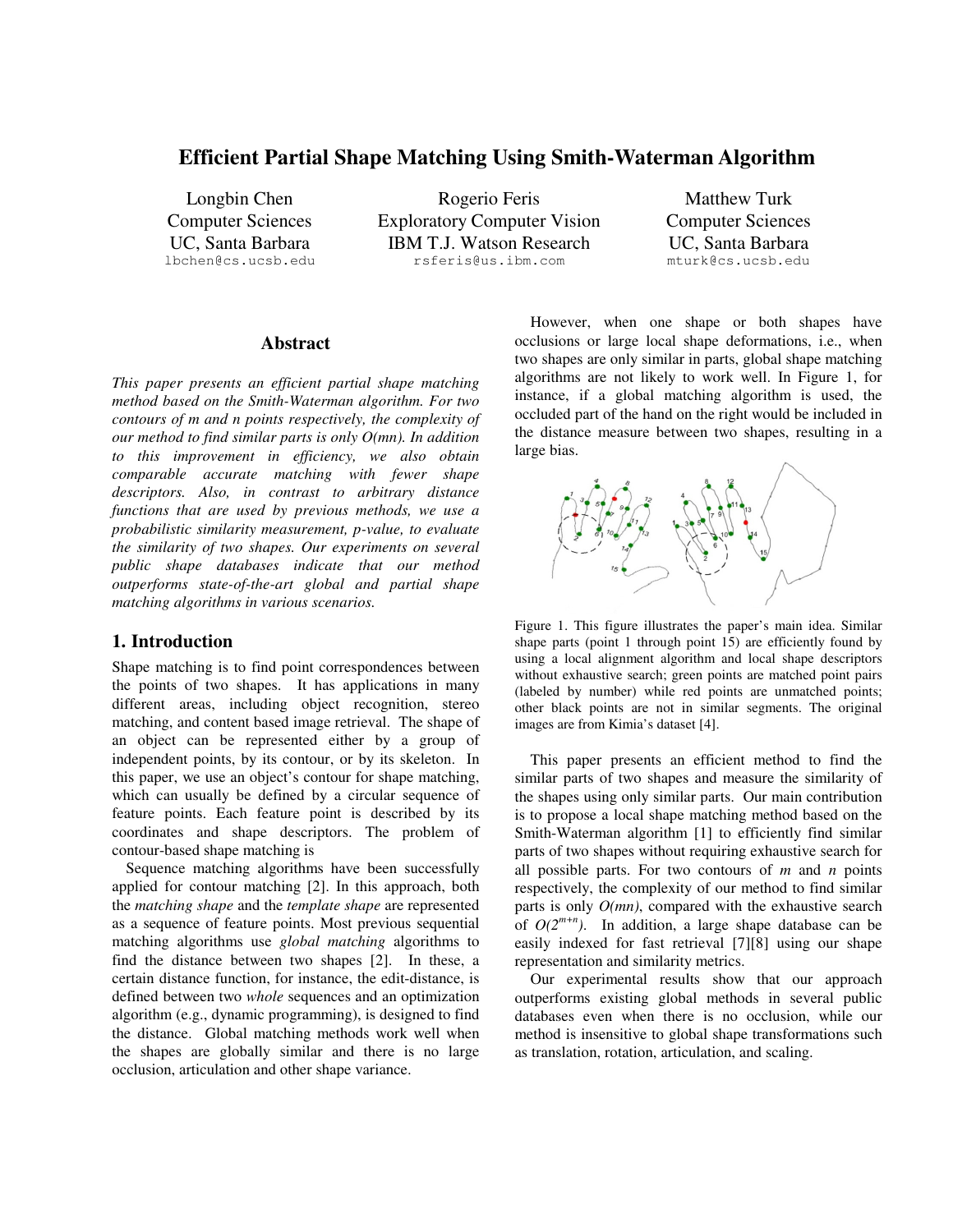# Efficient Partial Shape Matching Using Smith-Waterman Algorithm

Longbin Chen
Computer Sciences
UC, Santa Barbara
lbchen@cs.ucsb.edu

Rogerio Feris
Exploratory Computer Vision
IBM T.J. Watson Research
rsferis@us.ibm.com

Matthew Turk
Computer Sciences
UC, Santa Barbara
mturk@cs.ucsb.edu

## Abstract

*This paper presents an efficient partial shape matching method based on the Smith-Waterman algorithm. For two contours of m and n points respectively, the complexity of our method to find similar parts is only O(mn). In addition to this improvement in efficiency, we also obtain comparable accurate matching with fewer shape descriptors. Also, in contrast to arbitrary distance functions that are used by previous methods, we use a probabilistic similarity measurement, p-value, to evaluate the similarity of two shapes. Our experiments on several public shape databases indicate that our method outperforms state-of-the-art global and partial shape matching algorithms in various scenarios.*

## 1. Introduction

Shape matching is to find point correspondences between the points of two shapes. It has applications in many different areas, including object recognition, stereo matching, and content based image retrieval. The shape of an object can be represented either by a group of independent points, by its contour, or by its skeleton. In this paper, we use an object's contour for shape matching, which can usually be defined by a circular sequence of feature points. Each feature point is described by its coordinates and shape descriptors. The problem of contour-based shape matching is

Sequence matching algorithms have been successfully applied for contour matching [2]. In this approach, both the *matching shape* and the *template shape* are represented as a sequence of feature points. Most previous sequential matching algorithms use *global matching* algorithms to find the distance between two shapes [2]. In these, a certain distance function, for instance, the edit-distance, is defined between two *whole* sequences and an optimization algorithm (e.g., dynamic programming), is designed to find the distance. Global matching methods work well when the shapes are globally similar and there is no large occlusion, articulation and other shape variance.

However, when one shape or both shapes have occlusions or large local shape deformations, i.e., when two shapes are only similar in parts, global shape matching algorithms are not likely to work well. In Figure 1, for instance, if a global matching algorithm is used, the occluded part of the hand on the right would be included in the distance measure between two shapes, resulting in a large bias.

Figure 1. This figure illustrates the paper's main idea. Similar shape parts (point 1 through point 15) are efficiently found by using a local alignment algorithm and local shape descriptors without exhaustive search; green points are matched point pairs (labeled by number) while red points are unmatched points; other black points are not in similar segments. The original images are from Kimia's dataset [4].

This paper presents an efficient method to find the similar parts of two shapes and measure the similarity of the shapes using only similar parts. Our main contribution is to propose a local shape matching method based on the Smith-Waterman algorithm [1] to efficiently find similar parts of two shapes without requiring exhaustive search for all possible parts. For two contours of *m* and *n* points respectively, the complexity of our method to find similar parts is only $O(mn)$, compared with the exhaustive search of $O(2^{m+n})$. In addition, a large shape database can be easily indexed for fast retrieval [7][8] using our shape representation and similarity metrics.

Our experimental results show that our approach outperforms existing global methods in several public databases even when there is no occlusion, while our method is insensitive to global shape transformations such as translation, rotation, articulation, and scaling.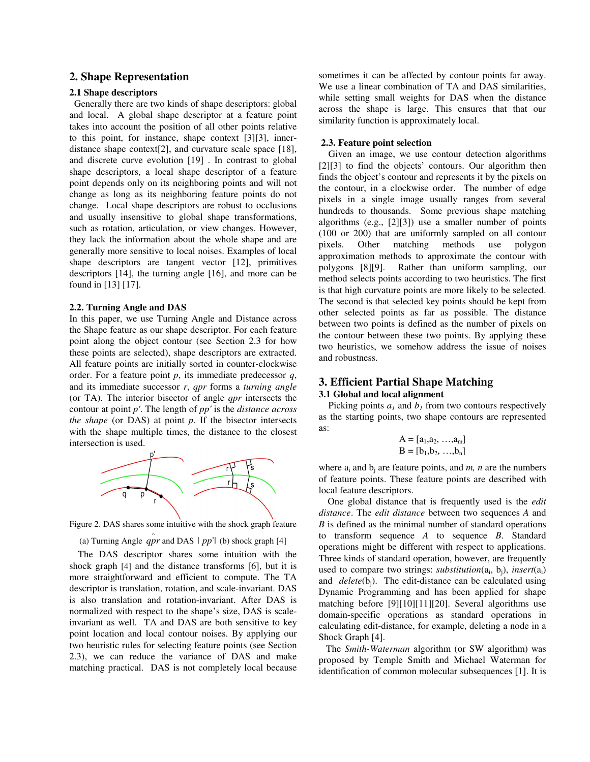## 2. Shape Representation

### 2.1 Shape descriptors

Generally there are two kinds of shape descriptors: global and local. A global shape descriptor at a feature point takes into account the position of all other points relative to this point, for instance, shape context [3][3], inner-distance shape context[2], and curvature scale space [18], and discrete curve evolution [19] . In contrast to global shape descriptors, a local shape descriptor of a feature point depends only on its neighboring points and will not change as long as its neighboring feature points do not change. Local shape descriptors are robust to occlusions and usually insensitive to global shape transformations, such as rotation, articulation, or view changes. However, they lack the information about the whole shape and are generally more sensitive to local noises. Examples of local shape descriptors are tangent vector [12], primitives descriptors [14], the turning angle [16], and more can be found in [13] [17].

### 2.2. Turning Angle and DAS

In this paper, we use Turning Angle and Distance across the Shape feature as our shape descriptor. For each feature point along the object contour (see Section 2.3 for how these points are selected), shape descriptors are extracted. All feature points are initially sorted in counter-clockwise order. For a feature point *p*, its immediate predecessor *q*, and its immediate successor *r*, *qpr* forms a *turning angle* (or TA). The interior bisector of angle *qpr* intersects the contour at point *p'*. The length of *pp'* is the *distance across the shape* (or DAS) at point *p*. If the bisector intersects with the shape multiple times, the distance to the closest intersection is used.

Figure 2. DAS shares some intuitive with the shock graph feature

(a) Turning Angle $\hat{qpr}$ and DAS $|pp'|$ (b) shock graph [4]

The DAS descriptor shares some intuition with the shock graph [4] and the distance transforms [6], but it is more straightforward and efficient to compute. The TA descriptor is translation, rotation, and scale-invariant. DAS is also translation and rotation-invariant. After DAS is normalized with respect to the shape's size, DAS is scale-invariant as well. TA and DAS are both sensitive to key point location and local contour noises. By applying our two heuristic rules for selecting feature points (see Section 2.3), we can reduce the variance of DAS and make matching practical. DAS is not completely local because sometimes it can be affected by contour points far away. We use a linear combination of TA and DAS similarities, while setting small weights for DAS when the distance across the shape is large. This ensures that that our similarity function is approximately local.

### 2.3. Feature point selection

Given an image, we use contour detection algorithms [2][3] to find the objects' contours. Our algorithm then finds the object's contour and represents it by the pixels on the contour, in a clockwise order. The number of edge pixels in a single image usually ranges from several hundreds to thousands. Some previous shape matching algorithms (e.g., [2][3]) use a smaller number of points (100 or 200) that are uniformly sampled on all contour pixels. Other matching methods use polygon approximation methods to approximate the contour with polygons [8][9]. Rather than uniform sampling, our method selects points according to two heuristics. The first is that high curvature points are more likely to be selected. The second is that selected key points should be kept from other selected points as far as possible. The distance between two points is defined as the number of pixels on the contour between these two points. By applying these two heuristics, we somehow address the issue of noises and robustness.

## 3. Efficient Partial Shape Matching

### 3.1 Global and local alignment

Picking points $a_1$ and $b_1$ from two contours respectively as the starting points, two shape contours are represented as:

$$A = [a_1, a_2, \ldots, a_m]$$
$$B = [b_1, b_2, \ldots, b_n]$$

where $a_i$ and $b_j$ are feature points, and *m, n* are the numbers of feature points. These feature points are described with local feature descriptors.

One global distance that is frequently used is the *edit distance*. The *edit distance* between two sequences *A* and *B* is defined as the minimal number of standard operations to transform sequence *A* to sequence *B*. Standard operations might be different with respect to applications. Three kinds of standard operation, however, are frequently used to compare two strings: *substitution*($a_i$, $b_j$), *insert*($a_i$) and *delete*($b_j$). The edit-distance can be calculated using Dynamic Programming and has been applied for shape matching before [9][10][11][20]. Several algorithms use domain-specific operations as standard operations in calculating edit-distance, for example, deleting a node in a Shock Graph [4].

The *Smith-Waterman* algorithm (or SW algorithm) was proposed by Temple Smith and Michael Waterman for identification of common molecular subsequences [1]. It is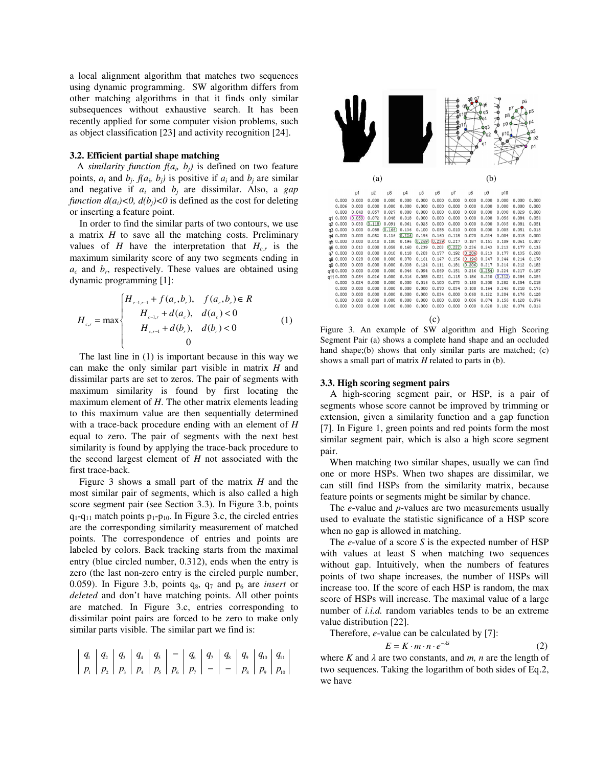a local alignment algorithm that matches two sequences using dynamic programming. SW algorithm differs from other matching algorithms in that it finds only similar subsequences without exhaustive search. It has been recently applied for some computer vision problems, such as object classification [23] and activity recognition [24].

### 3.2. Efficient partial shape matching

A *similarity function* $f(a_i, b_j)$ is defined on two feature points, $a_i$ and $b_j$. $f(a_i, b_j)$ is positive if $a_i$ and $b_j$ are similar and negative if $a_i$ and $b_j$ are dissimilar. Also, a *gap function* $d(a_i)<0$, $d(b_j)<0$ is defined as the cost for deleting or inserting a feature point.

In order to find the similar parts of two contours, we use a matrix $H$ to save all the matching costs. Preliminary values of $H$ have the interpretation that $H_{c,r}$ is the maximum similarity score of any two segments ending in $a_c$ and $b_r$, respectively. These values are obtained using dynamic programming [1]:

$$H_{c,r} = \max \begin{cases} H_{c-1,r-1} + f(a_c, b_r), & f(a_c, b_c) \in R \\ H_{c-1,r} + d(a_c), & d(a_c) < 0 \\ H_{c,r-1} + d(b_r), & d(b_r) < 0 \\ 0 \end{cases} \tag{1}$$

The last line in (1) is important because in this way we can make the only similar part visible in matrix $H$ and dissimilar parts are set to zeros. The pair of segments with maximum similarity is found by first locating the maximum element of $H$. The other matrix elements leading to this maximum value are then sequentially determined with a trace-back procedure ending with an element of $H$ equal to zero. The pair of segments with the next best similarity is found by applying the trace-back procedure to the second largest element of $H$ not associated with the first trace-back.

Figure 3 shows a small part of the matrix $H$ and the most similar pair of segments, which is also called a high score segment pair (see Section 3.3). In Figure 3.b, points $q_1$-$q_{11}$ match points $p_1$-$p_{10}$. In Figure 3.c, the circled entries are the corresponding similarity measurement of matched points. The correspondence of entries and points are labeled by colors. Back tracking starts from the maximal entry (blue circled number, 0.312), ends when the entry is zero (the last non-zero entry is the circled purple number, 0.059). In Figure 3.b, points $q_8$, $q_7$ and $p_6$ are *insert* or *deleted* and don't have matching points. All other points are matched. In Figure 3.c, entries corresponding to dissimilar point pairs are forced to be zero to make only similar parts visible. The similar part we find is:

$$\left| \begin{array}{c|c|c|c|c|c|c|c|c|c|c|c} q_1 & q_2 & q_3 & q_4 & q_5 & - & q_6 & q_7 & q_8 & q_9 & q_{10} & q_{11} \\ p_1 & p_2 & p_3 & p_4 & p_5 & p_6 & p_7 & - & - & p_8 & p_9 & p_{10} \end{array} \right|$$

(a) (b)

| | p1 | p2 | p3 | p4 | p5 | p6 | p7 | p8 | p9 | p10 | | | |
|---|---|---|---|---|---|---|---|---|---|---|---|---|---|
| 0.000 | 0.000 | 0.000 | 0.000 | 0.000 | 0.000 | 0.000 | 0.000 | 0.000 | 0.000 | 0.000 | 0.000 | 0.000 | 0.000 |
| 0.006 | 0.000 | 0.000 | 0.000 | 0.000 | 0.000 | 0.000 | 0.000 | 0.000 | 0.000 | 0.000 | 0.000 | 0.000 | 0.000 |
| 0.000 | 0.040 | 0.057 | 0.027 | 0.000 | 0.000 | 0.000 | 0.000 | 0.000 | 0.000 | 0.000 | 0.030 | 0.029 | 0.000 |
| q1 0.000 | 0.059 | 0.072 | 0.048 | 0.018 | 0.000 | 0.000 | 0.000 | 0.000 | 0.000 | 0.008 | 0.056 | 0.084 | 0.054 |
| q2 0.000 | 0.030 | 0.118 | 0.091 | 0.061 | 0.025 | 0.000 | 0.000 | 0.000 | 0.000 | 0.000 | 0.035 | 0.081 | 0.051 |
| q3 0.000 | 0.000 | 0.088 | 0.166 | 0.136 | 0.100 | 0.058 | 0.010 | 0.000 | 0.000 | 0.000 | 0.005 | 0.051 | 0.015 |
| q4 0.000 | 0.000 | 0.052 | 0.136 | 0.226 | 0.196 | 0.160 | 0.118 | 0.070 | 0.034 | 0.004 | 0.015 | 0.000 | |
| q5 0.000 | 0.000 | 0.010 | 0.100 | 0.196 | 0.269 | 0.239 | 0.217 | 0.187 | 0.151 | 0.109 | 0.061 | 0.007 | |
| q6 0.000 | 0.000 | 0.013 | 0.000 | 0.058 | 0.160 | 0.239 | 0.203 | 0.222 | 0.236 | 0.243 | 0.213 | 0.177 | 0.135 |
| q7 0.000 | 0.000 | 0.000 | 0.010 | 0.118 | 0.203 | 0.177 | 0.192 | 0.206 | 0.213 | 0.177 | 0.135 | 0.208 | |
| q8 0.000 | 0.000 | 0.028 | 0.000 | 0.070 | 0.161 | 0.147 | 0.156 | 0.196 | 0.247 | 0.244 | 0.214 | 0.178 | |
| q9 0.000 | 0.000 | 0.000 | 0.000 | 0.038 | 0.124 | 0.111 | 0.181 | 0.206 | 0.217 | 0.214 | 0.212 | 0.182 | |
| q10 0.000 | 0.000 | 0.000 | 0.000 | 0.046 | 0.094 | 0.069 | 0.151 | 0.216 | 0.254 | 0.224 | 0.217 | 0.187 | |
| q11 0.000 | 0.054 | 0.026 | 0.000 | 0.016 | 0.058 | 0.021 | 0.115 | 0.186 | 0.230 | 0.312 | 0.284 | 0.254 | |
| 0.000 | 0.024 | 0.000 | 0.000 | 0.000 | 0.016 | 0.100 | 0.073 | 0.150 | 0.200 | 0.282 | 0.254 | 0.218 | |
| 0.000 | 0.000 | 0.000 | 0.000 | 0.000 | 0.000 | 0.070 | 0.034 | 0.108 | 0.164 | 0.246 | 0.218 | 0.176 | |
| 0.000 | 0.000 | 0.000 | 0.000 | 0.000 | 0.000 | 0.034 | 0.000 | 0.060 | 0.122 | 0.204 | 0.176 | 0.128 | |
| 0.000 | 0.000 | 0.000 | 0.000 | 0.000 | 0.000 | 0.000 | 0.000 | 0.006 | 0.074 | 0.156 | 0.128 | 0.074 | |
| 0.000 | 0.000 | 0.000 | 0.000 | 0.000 | 0.000 | 0.000 | 0.000 | 0.000 | 0.020 | 0.102 | 0.074 | 0.014 | |

(c)

Figure 3. An example of SW algorithm and High Scoring Segment Pair (a) shows a complete hand shape and an occluded hand shape;(b) shows that only similar parts are matched; (c) shows a small part of matrix $H$ related to parts in (b).

### 3.3. High scoring segment pairs

A high-scoring segment pair, or HSP, is a pair of segments whose score cannot be improved by trimming or extension, given a similarity function and a gap function [7]. In Figure 1, green points and red points form the most similar segment pair, which is also a high score segment pair.

When matching two similar shapes, usually we can find one or more HSPs. When two shapes are dissimilar, we can still find HSPs from the similarity matrix, because feature points or segments might be similar by chance.

The *e*-value and *p*-values are two measurements usually used to evaluate the statistic significance of a HSP score when no gap is allowed in matching.

The *e*-value of a score $S$ is the expected number of HSP with values at least S when matching two sequences without gap. Intuitively, when the numbers of features points of two shape increases, the number of HSPs will increase too. If the score of each HSP is random, the max score of HSPs will increase. The maximal value of a large number of *i.i.d.* random variables tends to be an extreme value distribution [22].

Therefore, *e*-value can be calculated by [7]:

$$E = K \cdot m \cdot n \cdot e^{-\lambda S} \tag{2}$$

where $K$ and $\lambda$ are two constants, and $m$, $n$ are the length of two sequences. Taking the logarithm of both sides of Eq.2, we have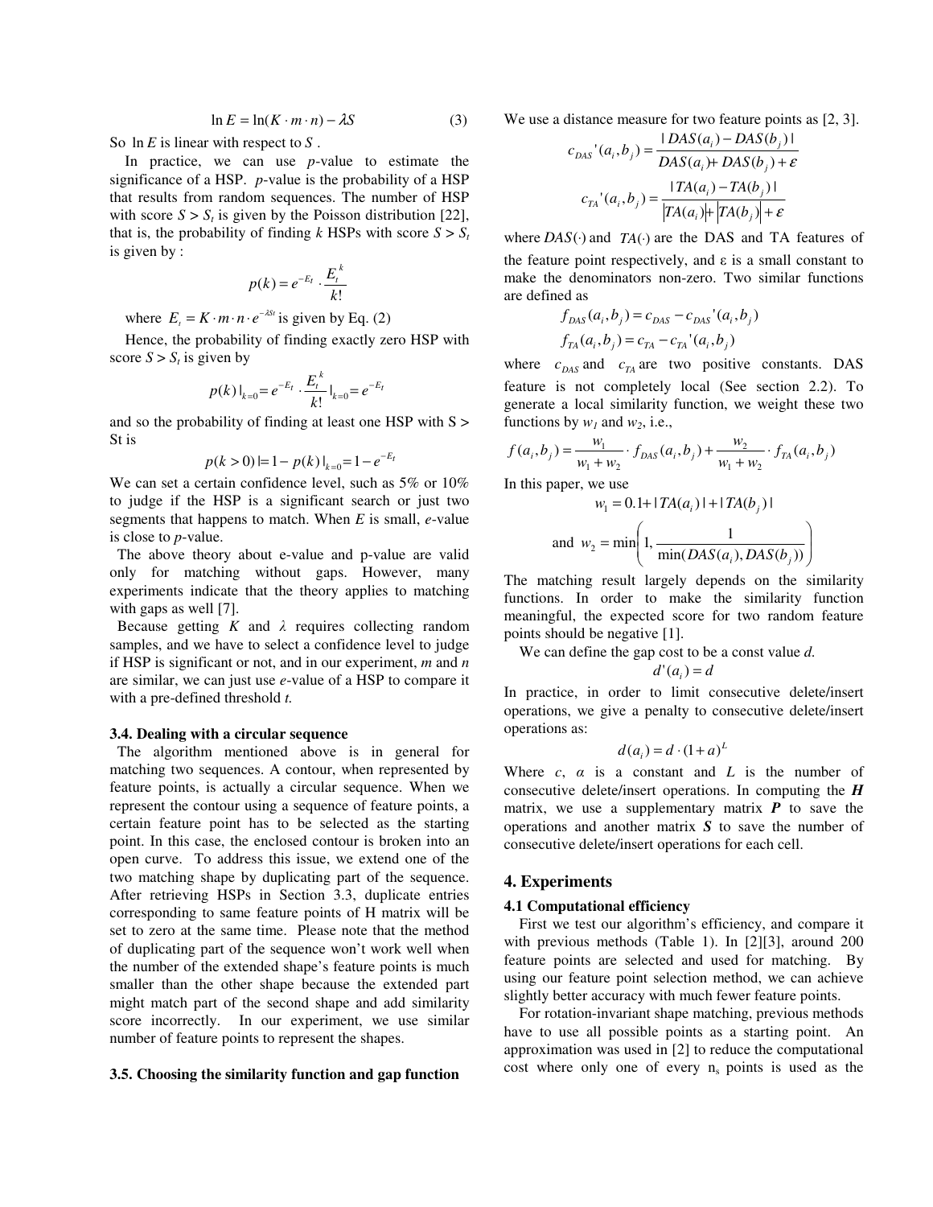$$\ln E = \ln(K \cdot m \cdot n) - \lambda S \tag{3}$$

So $\ln E$ is linear with respect to $S$.

In practice, we can use *p*-value to estimate the significance of a HSP. *p*-value is the probability of a HSP that results from random sequences. The number of HSP with score $S > S_t$ is given by the Poisson distribution [22], that is, the probability of finding *k* HSPs with score $S > S_t$ is given by :

$$p(k) = e^{-E_t} \cdot \frac{E_t^{\,k}}{k!}$$

where $E_t = K \cdot m \cdot n \cdot e^{-\lambda S t}$ is given by Eq. (2)

Hence, the probability of finding exactly zero HSP with score $S > S_t$ is given by

$$p(k)|_{k=0} = e^{-E_t} \cdot \frac{E_t^{\,k}}{k!}|_{k=0} = e^{-E_t}$$

and so the probability of finding at least one HSP with S > St is

$$p(k > 0) |= 1 - p(k)|_{k=0} = 1 - e^{-E_t}$$

We can set a certain confidence level, such as 5% or 10% to judge if the HSP is a significant search or just two segments that happens to match. When *E* is small, *e*-value is close to *p*-value.

The above theory about e-value and p-value are valid only for matching without gaps. However, many experiments indicate that the theory applies to matching with gaps as well [7].

Because getting *K* and *λ* requires collecting random samples, and we have to select a confidence level to judge if HSP is significant or not, and in our experiment, *m* and *n* are similar, we can just use *e*-value of a HSP to compare it with a pre-defined threshold *t.*

### 3.4. Dealing with a circular sequence

The algorithm mentioned above is in general for matching two sequences. A contour, when represented by feature points, is actually a circular sequence. When we represent the contour using a sequence of feature points, a certain feature point has to be selected as the starting point. In this case, the enclosed contour is broken into an open curve. To address this issue, we extend one of the two matching shape by duplicating part of the sequence. After retrieving HSPs in Section 3.3, duplicate entries corresponding to same feature points of H matrix will be set to zero at the same time. Please note that the method of duplicating part of the sequence won't work well when the number of the extended shape's feature points is much smaller than the other shape because the extended part might match part of the second shape and add similarity score incorrectly. In our experiment, we use similar number of feature points to represent the shapes.

### 3.5. Choosing the similarity function and gap function

We use a distance measure for two feature points as [2, 3].

$$c_{DAS}'(a_i, b_j) = \frac{|DAS(a_i) - DAS(b_j)|}{DAS(a_i) + DAS(b_j) + \varepsilon}$$

$$c_{TA}'(a_i, b_j) = \frac{|TA(a_i) - TA(b_j)|}{|TA(a_i)| + |TA(b_j)| + \varepsilon}$$

where $DAS(\cdot)$ and $TA(\cdot)$ are the DAS and TA features of the feature point respectively, and ε is a small constant to make the denominators non-zero. Two similar functions are defined as

$$f_{DAS}(a_i, b_j) = c_{DAS} - c_{DAS}'(a_i, b_j)$$

$$f_{TA}(a_i, b_j) = c_{TA} - c_{TA}'(a_i, b_j)$$

where $c_{DAS}$ and $c_{TA}$ are two positive constants. DAS feature is not completely local (See section 2.2). To generate a local similarity function, we weight these two functions by $w_1$ and $w_2$, i.e.,

$$f(a_i, b_j) = \frac{w_1}{w_1 + w_2} \cdot f_{DAS}(a_i, b_j) + \frac{w_2}{w_1 + w_2} \cdot f_{TA}(a_i, b_j)$$

In this paper, we use

$$w_1 = 0.1 + |TA(a_i)| + |TA(b_j)|$$

and $$w_2 = \min\left(1, \frac{1}{\min(DAS(a_i), DAS(b_j))}\right)$$

The matching result largely depends on the similarity functions. In order to make the similarity function meaningful, the expected score for two random feature points should be negative [1].

We can define the gap cost to be a const value *d.*

$$d'(a_i) = d$$

In practice, in order to limit consecutive delete/insert operations, we give a penalty to consecutive delete/insert operations as:

$$d(a_i) = d \cdot (1 + a)^L$$

Where *c*, *α* is a constant and *L* is the number of consecutive delete/insert operations. In computing the ***H*** matrix, we use a supplementary matrix ***P*** to save the operations and another matrix ***S*** to save the number of consecutive delete/insert operations for each cell.

## 4. Experiments

### 4.1 Computational efficiency

First we test our algorithm's efficiency, and compare it with previous methods (Table 1). In [2][3], around 200 feature points are selected and used for matching. By using our feature point selection method, we can achieve slightly better accuracy with much fewer feature points.

For rotation-invariant shape matching, previous methods have to use all possible points as a starting point. An approximation was used in [2] to reduce the computational cost where only one of every $n_s$ points is used as the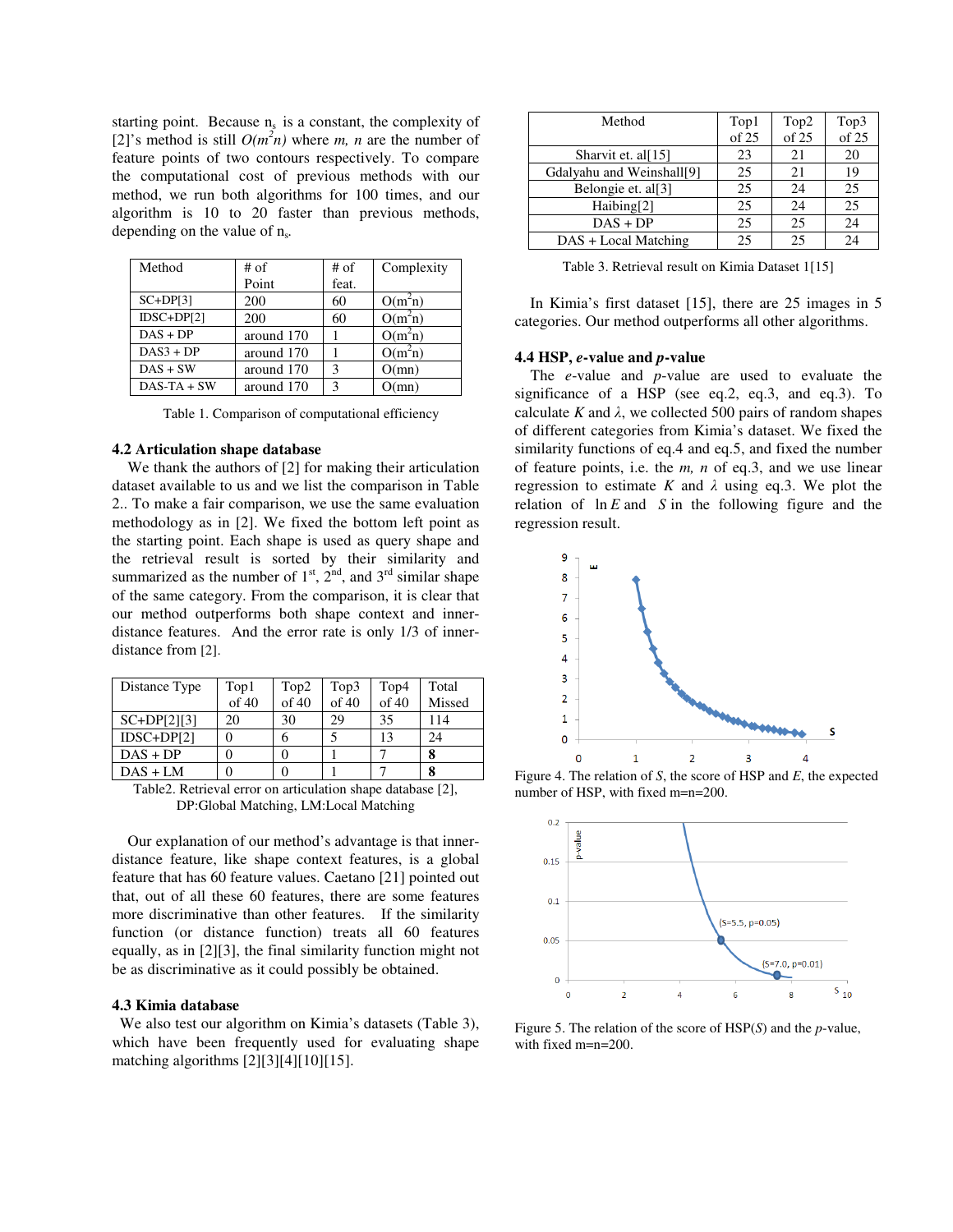starting point. Because $n_s$ is a constant, the complexity of [2]'s method is still $O(m^2n)$ where $m$, $n$ are the number of feature points of two contours respectively. To compare the computational cost of previous methods with our method, we run both algorithms for 100 times, and our algorithm is 10 to 20 faster than previous methods, depending on the value of $n_s$.

| Method | # of Point | # of feat. | Complexity |
|---|---|---|---|
| SC+DP[3] | 200 | 60 | $O(m^2n)$ |
| IDSC+DP[2] | 200 | 60 | $O(m^2n)$ |
| DAS + DP | around 170 | 1 | $O(m^2n)$ |
| DAS3 + DP | around 170 | 1 | $O(m^2n)$ |
| DAS + SW | around 170 | 3 | $O(mn)$ |
| DAS-TA + SW | around 170 | 3 | $O(mn)$ |

Table 1. Comparison of computational efficiency

### 4.2 Articulation shape database

We thank the authors of [2] for making their articulation dataset available to us and we list the comparison in Table 2.. To make a fair comparison, we use the same evaluation methodology as in [2]. We fixed the bottom left point as the starting point. Each shape is used as query shape and the retrieval result is sorted by their similarity and summarized as the number of 1st, 2nd, and 3rd similar shape of the same category. From the comparison, it is clear that our method outperforms both shape context and inner-distance features. And the error rate is only 1/3 of inner-distance from [2].

| Distance Type | Top1 of 40 | Top2 of 40 | Top3 of 40 | Top4 of 40 | Total Missed |
|---|---|---|---|---|---|
| SC+DP[2][3] | 20 | 30 | 29 | 35 | 114 |
| IDSC+DP[2] | 0 | 6 | 5 | 13 | 24 |
| DAS + DP | 0 | 0 | 1 | 7 | **8** |
| DAS + LM | 0 | 0 | 1 | 7 | **8** |

Table2. Retrieval error on articulation shape database [2], DP:Global Matching, LM:Local Matching

Our explanation of our method's advantage is that inner-distance feature, like shape context features, is a global feature that has 60 feature values. Caetano [21] pointed out that, out of all these 60 features, there are some features more discriminative than other features. If the similarity function (or distance function) treats all 60 features equally, as in [2][3], the final similarity function might not be as discriminative as it could possibly be obtained.

### 4.3 Kimia database

We also test our algorithm on Kimia's datasets (Table 3), which have been frequently used for evaluating shape matching algorithms [2][3][4][10][15].

| Method | Top1 of 25 | Top2 of 25 | Top3 of 25 |
|---|---|---|---|
| Sharvit et. al[15] | 23 | 21 | 20 |
| Gdalyahu and Weinshall[9] | 25 | 21 | 19 |
| Belongie et. al[3] | 25 | 24 | 25 |
| Haibing[2] | 25 | 24 | 25 |
| DAS + DP | 25 | 25 | 24 |
| DAS + Local Matching | 25 | 25 | 24 |

Table 3. Retrieval result on Kimia Dataset 1[15]

In Kimia's first dataset [15], there are 25 images in 5 categories. Our method outperforms all other algorithms.

### 4.4 HSP, *e*-value and *p*-value

The *e*-value and *p*-value are used to evaluate the significance of a HSP (see eq.2, eq.3, and eq.3). To calculate $K$ and $\lambda$, we collected 500 pairs of random shapes of different categories from Kimia's dataset. We fixed the similarity functions of eq.4 and eq.5, and fixed the number of feature points, i.e. the $m$, $n$ of eq.3, and we use linear regression to estimate $K$ and $\lambda$ using eq.3. We plot the relation of $\ln E$ and $S$ in the following figure and the regression result.

Figure 4. The relation of $S$, the score of HSP and $E$, the expected number of HSP, with fixed m=n=200.

Figure 5. The relation of the score of HSP($S$) and the $p$-value, with fixed m=n=200.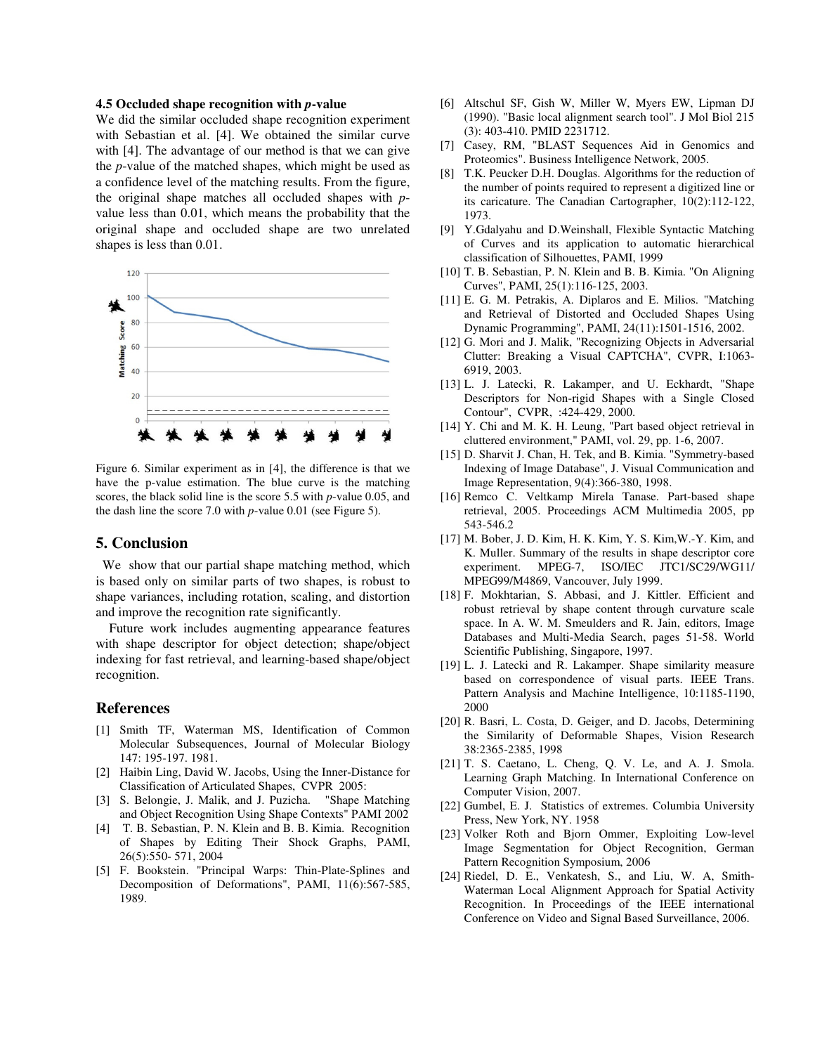### 4.5 Occluded shape recognition with *p*-value

We did the similar occluded shape recognition experiment with Sebastian et al. [4]. We obtained the similar curve with [4]. The advantage of our method is that we can give the *p*-value of the matched shapes, which might be used as a confidence level of the matching results. From the figure, the original shape matches all occluded shapes with *p*-value less than 0.01, which means the probability that the original shape and occluded shape are two unrelated shapes is less than 0.01.

Matching Score

120
100
80
60
40
20
0

Figure 6. Similar experiment as in [4], the difference is that we have the p-value estimation. The blue curve is the matching scores, the black solid line is the score 5.5 with *p*-value 0.05, and the dash line the score 7.0 with *p*-value 0.01 (see Figure 5).

## 5. Conclusion

We show that our partial shape matching method, which is based only on similar parts of two shapes, is robust to shape variances, including rotation, scaling, and distortion and improve the recognition rate significantly.

Future work includes augmenting appearance features with shape descriptor for object detection; shape/object indexing for fast retrieval, and learning-based shape/object recognition.

## References

[1] Smith TF, Waterman MS, Identification of Common Molecular Subsequences, Journal of Molecular Biology 147: 195-197. 1981.

[2] Haibin Ling, David W. Jacobs, Using the Inner-Distance for Classification of Articulated Shapes, CVPR 2005:

[3] S. Belongie, J. Malik, and J. Puzicha. "Shape Matching and Object Recognition Using Shape Contexts" PAMI 2002

[4] T. B. Sebastian, P. N. Klein and B. B. Kimia. Recognition of Shapes by Editing Their Shock Graphs, PAMI, 26(5):550- 571, 2004

[5] F. Bookstein. "Principal Warps: Thin-Plate-Splines and Decomposition of Deformations", PAMI, 11(6):567-585, 1989.

[6] Altschul SF, Gish W, Miller W, Myers EW, Lipman DJ (1990). "Basic local alignment search tool". J Mol Biol 215 (3): 403-410. PMID 2231712.

[7] Casey, RM, "BLAST Sequences Aid in Genomics and Proteomics". Business Intelligence Network, 2005.

[8] T.K. Peucker D.H. Douglas. Algorithms for the reduction of the number of points required to represent a digitized line or its caricature. The Canadian Cartographer, 10(2):112-122, 1973.

[9] Y.Gdalyahu and D.Weinshall, Flexible Syntactic Matching of Curves and its application to automatic hierarchical classification of Silhouettes, PAMI, 1999

[10] T. B. Sebastian, P. N. Klein and B. B. Kimia. "On Aligning Curves", PAMI, 25(1):116-125, 2003.

[11] E. G. M. Petrakis, A. Diplaros and E. Milios. "Matching and Retrieval of Distorted and Occluded Shapes Using Dynamic Programming", PAMI, 24(11):1501-1516, 2002.

[12] G. Mori and J. Malik, "Recognizing Objects in Adversarial Clutter: Breaking a Visual CAPTCHA", CVPR, I:1063-6919, 2003.

[13] L. J. Latecki, R. Lakamper, and U. Eckhardt, "Shape Descriptors for Non-rigid Shapes with a Single Closed Contour", CVPR, :424-429, 2000.

[14] Y. Chi and M. K. H. Leung, "Part based object retrieval in cluttered environment," PAMI, vol. 29, pp. 1-6, 2007.

[15] D. Sharvit J. Chan, H. Tek, and B. Kimia. "Symmetry-based Indexing of Image Database", J. Visual Communication and Image Representation, 9(4):366-380, 1998.

[16] Remco C. Veltkamp Mirela Tanase. Part-based shape retrieval, 2005. Proceedings ACM Multimedia 2005, pp 543-546.2

[17] M. Bober, J. D. Kim, H. K. Kim, Y. S. Kim,W.-Y. Kim, and K. Muller. Summary of the results in shape descriptor core experiment. MPEG-7, ISO/IEC JTC1/SC29/WG11/ MPEG99/M4869, Vancouver, July 1999.

[18] F. Mokhtarian, S. Abbasi, and J. Kittler. Efficient and robust retrieval by shape content through curvature scale space. In A. W. M. Smeulders and R. Jain, editors, Image Databases and Multi-Media Search, pages 51-58. World Scientific Publishing, Singapore, 1997.

[19] L. J. Latecki and R. Lakamper. Shape similarity measure based on correspondence of visual parts. IEEE Trans. Pattern Analysis and Machine Intelligence, 10:1185-1190, 2000

[20] R. Basri, L. Costa, D. Geiger, and D. Jacobs, Determining the Similarity of Deformable Shapes, Vision Research 38:2365-2385, 1998

[21] T. S. Caetano, L. Cheng, Q. V. Le, and A. J. Smola. Learning Graph Matching. In International Conference on Computer Vision, 2007.

[22] Gumbel, E. J. Statistics of extremes. Columbia University Press, New York, NY. 1958

[23] Volker Roth and Bjorn Ommer, Exploiting Low-level Image Segmentation for Object Recognition, German Pattern Recognition Symposium, 2006

[24] Riedel, D. E., Venkatesh, S., and Liu, W. A, Smith-Waterman Local Alignment Approach for Spatial Activity Recognition. In Proceedings of the IEEE international Conference on Video and Signal Based Surveillance, 2006.